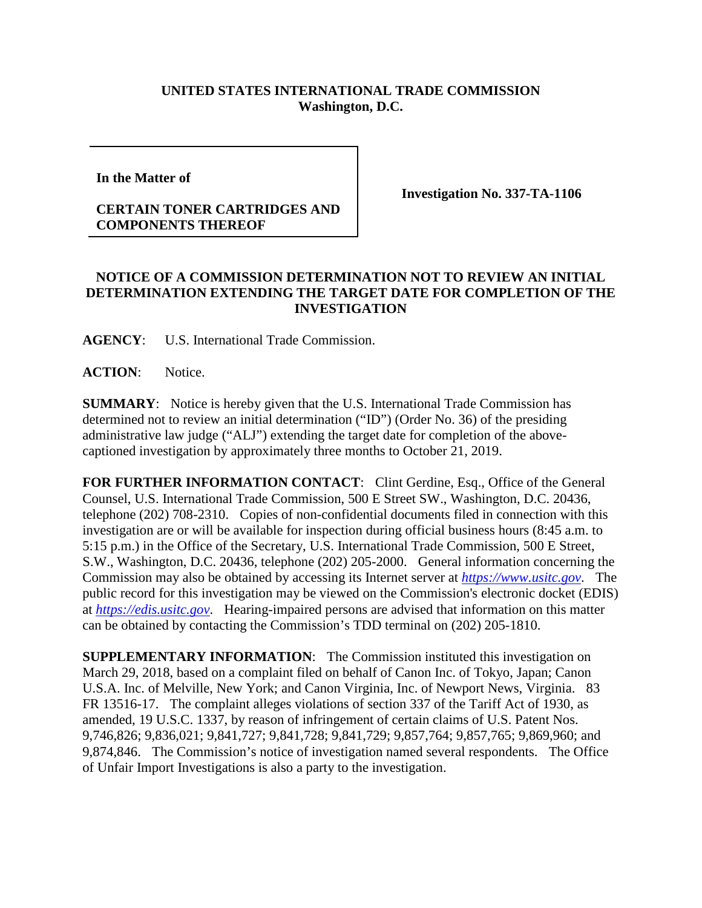**UNITED STATES INTERNATIONAL TRADE COMMISSION**
**Washington, D.C.**

**In the Matter of**

**CERTAIN TONER CARTRIDGES AND COMPONENTS THEREOF**

**Investigation No. 337-TA-1106**

**NOTICE OF A COMMISSION DETERMINATION NOT TO REVIEW AN INITIAL DETERMINATION EXTENDING THE TARGET DATE FOR COMPLETION OF THE INVESTIGATION**

**AGENCY**: U.S. International Trade Commission.

**ACTION**: Notice.

**SUMMARY**: Notice is hereby given that the U.S. International Trade Commission has determined not to review an initial determination ("ID") (Order No. 36) of the presiding administrative law judge ("ALJ") extending the target date for completion of the above-captioned investigation by approximately three months to October 21, 2019.

**FOR FURTHER INFORMATION CONTACT**: Clint Gerdine, Esq., Office of the General Counsel, U.S. International Trade Commission, 500 E Street SW., Washington, D.C. 20436, telephone (202) 708-2310. Copies of non-confidential documents filed in connection with this investigation are or will be available for inspection during official business hours (8:45 a.m. to 5:15 p.m.) in the Office of the Secretary, U.S. International Trade Commission, 500 E Street, S.W., Washington, D.C. 20436, telephone (202) 205-2000. General information concerning the Commission may also be obtained by accessing its Internet server at *https://www.usitc.gov*. The public record for this investigation may be viewed on the Commission's electronic docket (EDIS) at *https://edis.usitc.gov*. Hearing-impaired persons are advised that information on this matter can be obtained by contacting the Commission's TDD terminal on (202) 205-1810.

**SUPPLEMENTARY INFORMATION**: The Commission instituted this investigation on March 29, 2018, based on a complaint filed on behalf of Canon Inc. of Tokyo, Japan; Canon U.S.A. Inc. of Melville, New York; and Canon Virginia, Inc. of Newport News, Virginia. 83 FR 13516-17. The complaint alleges violations of section 337 of the Tariff Act of 1930, as amended, 19 U.S.C. 1337, by reason of infringement of certain claims of U.S. Patent Nos. 9,746,826; 9,836,021; 9,841,727; 9,841,728; 9,841,729; 9,857,764; 9,857,765; 9,869,960; and 9,874,846. The Commission's notice of investigation named several respondents. The Office of Unfair Import Investigations is also a party to the investigation.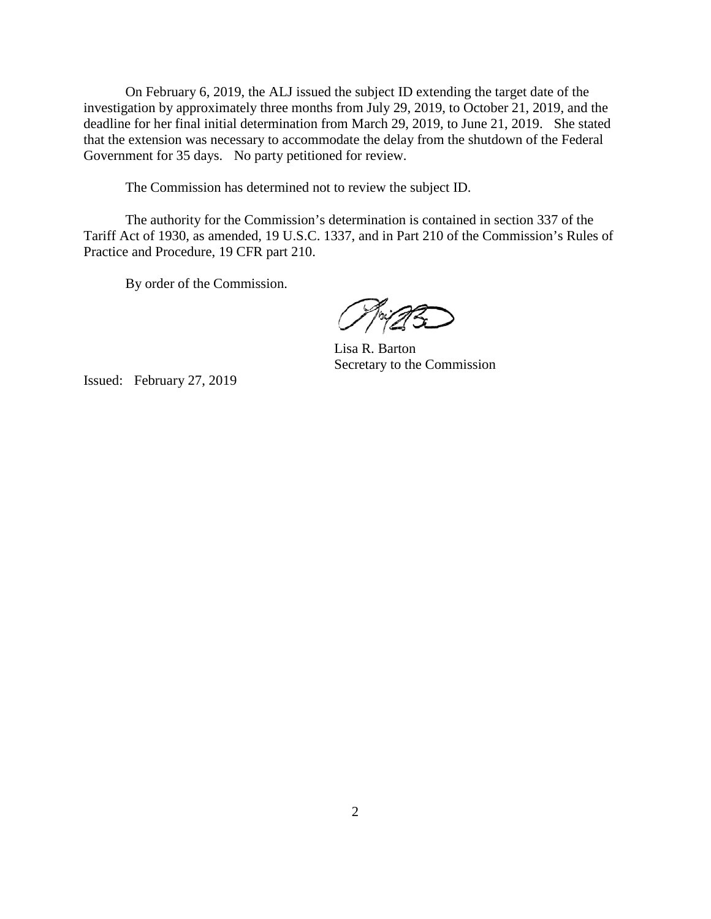On February 6, 2019, the ALJ issued the subject ID extending the target date of the investigation by approximately three months from July 29, 2019, to October 21, 2019, and the deadline for her final initial determination from March 29, 2019, to June 21, 2019. She stated that the extension was necessary to accommodate the delay from the shutdown of the Federal Government for 35 days. No party petitioned for review.

The Commission has determined not to review the subject ID.

The authority for the Commission's determination is contained in section 337 of the Tariff Act of 1930, as amended, 19 U.S.C. 1337, and in Part 210 of the Commission's Rules of Practice and Procedure, 19 CFR part 210.

By order of the Commission.

Lisa R. Barton
Secretary to the Commission

Issued: February 27, 2019